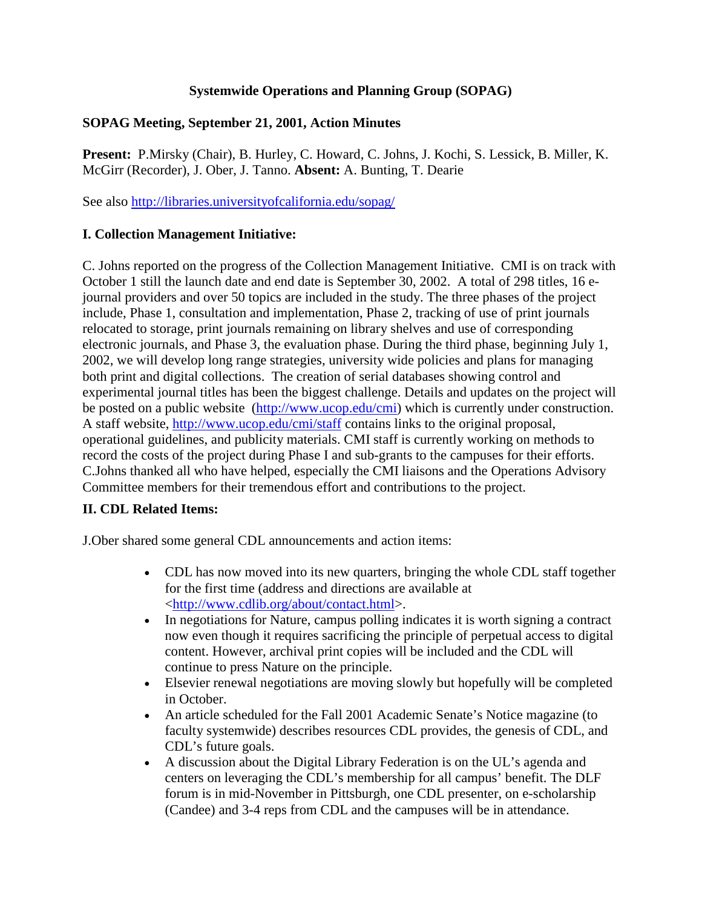# Systemwide Operations and Planning Group (SOPAG)

## SOPAG Meeting, September 21, 2001, Action Minutes

**Present:** P.Mirsky (Chair), B. Hurley, C. Howard, C. Johns, J. Kochi, S. Lessick, B. Miller, K. McGirr (Recorder), J. Ober, J. Tanno. **Absent:** A. Bunting, T. Dearie

See also http://libraries.universityofcalifornia.edu/sopag/

### I. Collection Management Initiative:

C. Johns reported on the progress of the Collection Management Initiative. CMI is on track with October 1 still the launch date and end date is September 30, 2002. A total of 298 titles, 16 e-journal providers and over 50 topics are included in the study. The three phases of the project include, Phase 1, consultation and implementation, Phase 2, tracking of use of print journals relocated to storage, print journals remaining on library shelves and use of corresponding electronic journals, and Phase 3, the evaluation phase. During the third phase, beginning July 1, 2002, we will develop long range strategies, university wide policies and plans for managing both print and digital collections. The creation of serial databases showing control and experimental journal titles has been the biggest challenge. Details and updates on the project will be posted on a public website (http://www.ucop.edu/cmi) which is currently under construction. A staff website, http://www.ucop.edu/cmi/staff contains links to the original proposal, operational guidelines, and publicity materials. CMI staff is currently working on methods to record the costs of the project during Phase I and sub-grants to the campuses for their efforts. C.Johns thanked all who have helped, especially the CMI liaisons and the Operations Advisory Committee members for their tremendous effort and contributions to the project.

### II. CDL Related Items:

J.Ober shared some general CDL announcements and action items:

- CDL has now moved into its new quarters, bringing the whole CDL staff together for the first time (address and directions are available at <http://www.cdlib.org/about/contact.html>.
- In negotiations for Nature, campus polling indicates it is worth signing a contract now even though it requires sacrificing the principle of perpetual access to digital content. However, archival print copies will be included and the CDL will continue to press Nature on the principle.
- Elsevier renewal negotiations are moving slowly but hopefully will be completed in October.
- An article scheduled for the Fall 2001 Academic Senate's Notice magazine (to faculty systemwide) describes resources CDL provides, the genesis of CDL, and CDL's future goals.
- A discussion about the Digital Library Federation is on the UL's agenda and centers on leveraging the CDL's membership for all campus' benefit. The DLF forum is in mid-November in Pittsburgh, one CDL presenter, on e-scholarship (Candee) and 3-4 reps from CDL and the campuses will be in attendance.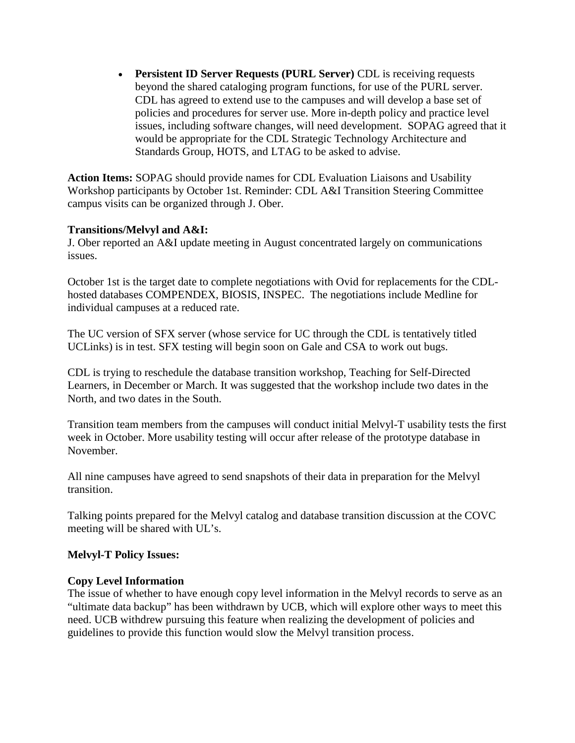- **Persistent ID Server Requests (PURL Server)** CDL is receiving requests beyond the shared cataloging program functions, for use of the PURL server. CDL has agreed to extend use to the campuses and will develop a base set of policies and procedures for server use. More in-depth policy and practice level issues, including software changes, will need development. SOPAG agreed that it would be appropriate for the CDL Strategic Technology Architecture and Standards Group, HOTS, and LTAG to be asked to advise.

**Action Items:** SOPAG should provide names for CDL Evaluation Liaisons and Usability Workshop participants by October 1st. Reminder: CDL A&I Transition Steering Committee campus visits can be organized through J. Ober.

**Transitions/Melvyl and A&I:**
J. Ober reported an A&I update meeting in August concentrated largely on communications issues.

October 1st is the target date to complete negotiations with Ovid for replacements for the CDL-hosted databases COMPENDEX, BIOSIS, INSPEC. The negotiations include Medline for individual campuses at a reduced rate.

The UC version of SFX server (whose service for UC through the CDL is tentatively titled UCLinks) is in test. SFX testing will begin soon on Gale and CSA to work out bugs.

CDL is trying to reschedule the database transition workshop, Teaching for Self-Directed Learners, in December or March. It was suggested that the workshop include two dates in the North, and two dates in the South.

Transition team members from the campuses will conduct initial Melvyl-T usability tests the first week in October. More usability testing will occur after release of the prototype database in November.

All nine campuses have agreed to send snapshots of their data in preparation for the Melvyl transition.

Talking points prepared for the Melvyl catalog and database transition discussion at the COVC meeting will be shared with UL's.

**Melvyl-T Policy Issues:**

**Copy Level Information**
The issue of whether to have enough copy level information in the Melvyl records to serve as an "ultimate data backup" has been withdrawn by UCB, which will explore other ways to meet this need. UCB withdrew pursuing this feature when realizing the development of policies and guidelines to provide this function would slow the Melvyl transition process.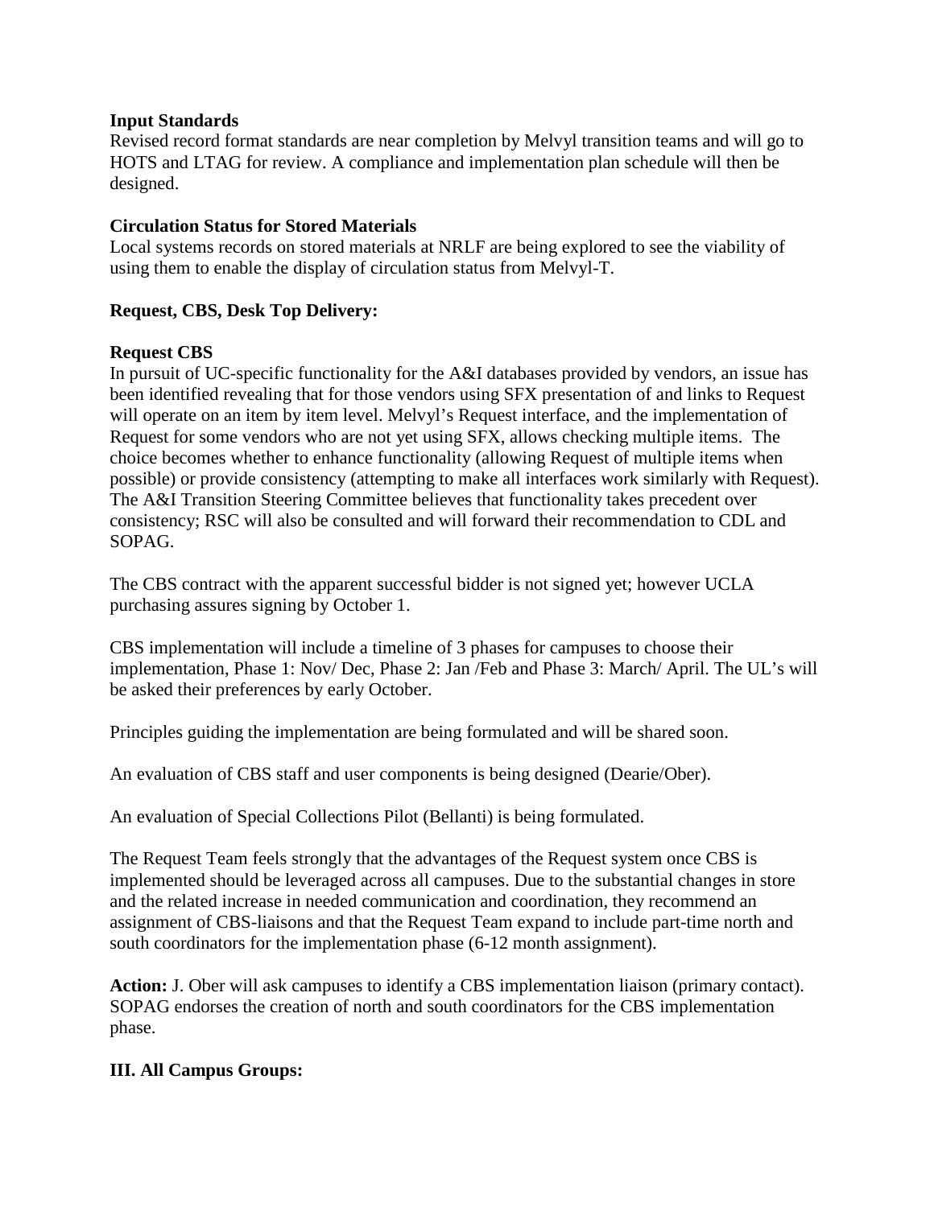**Input Standards**
Revised record format standards are near completion by Melvyl transition teams and will go to HOTS and LTAG for review. A compliance and implementation plan schedule will then be designed.

**Circulation Status for Stored Materials**
Local systems records on stored materials at NRLF are being explored to see the viability of using them to enable the display of circulation status from Melvyl-T.

**Request, CBS, Desk Top Delivery:**

**Request CBS**
In pursuit of UC-specific functionality for the A&I databases provided by vendors, an issue has been identified revealing that for those vendors using SFX presentation of and links to Request will operate on an item by item level. Melvyl's Request interface, and the implementation of Request for some vendors who are not yet using SFX, allows checking multiple items. The choice becomes whether to enhance functionality (allowing Request of multiple items when possible) or provide consistency (attempting to make all interfaces work similarly with Request). The A&I Transition Steering Committee believes that functionality takes precedent over consistency; RSC will also be consulted and will forward their recommendation to CDL and SOPAG.

The CBS contract with the apparent successful bidder is not signed yet; however UCLA purchasing assures signing by October 1.

CBS implementation will include a timeline of 3 phases for campuses to choose their implementation, Phase 1: Nov/ Dec, Phase 2: Jan /Feb and Phase 3: March/ April. The UL's will be asked their preferences by early October.

Principles guiding the implementation are being formulated and will be shared soon.

An evaluation of CBS staff and user components is being designed (Dearie/Ober).

An evaluation of Special Collections Pilot (Bellanti) is being formulated.

The Request Team feels strongly that the advantages of the Request system once CBS is implemented should be leveraged across all campuses. Due to the substantial changes in store and the related increase in needed communication and coordination, they recommend an assignment of CBS-liaisons and that the Request Team expand to include part-time north and south coordinators for the implementation phase (6-12 month assignment).

**Action:** J. Ober will ask campuses to identify a CBS implementation liaison (primary contact). SOPAG endorses the creation of north and south coordinators for the CBS implementation phase.

## III. All Campus Groups: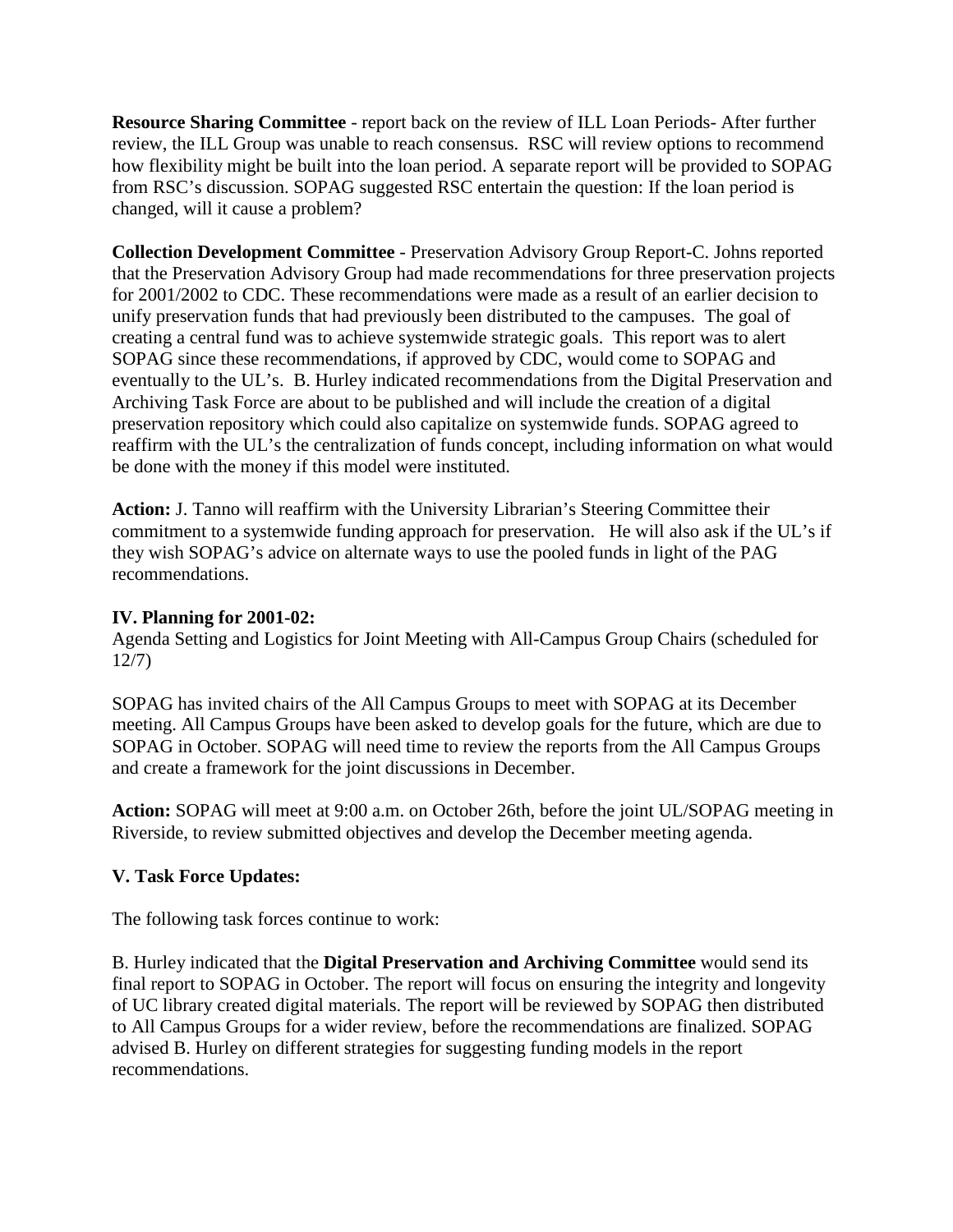**Resource Sharing Committee** - report back on the review of ILL Loan Periods- After further review, the ILL Group was unable to reach consensus. RSC will review options to recommend how flexibility might be built into the loan period. A separate report will be provided to SOPAG from RSC's discussion. SOPAG suggested RSC entertain the question: If the loan period is changed, will it cause a problem?

**Collection Development Committee** - Preservation Advisory Group Report-C. Johns reported that the Preservation Advisory Group had made recommendations for three preservation projects for 2001/2002 to CDC. These recommendations were made as a result of an earlier decision to unify preservation funds that had previously been distributed to the campuses. The goal of creating a central fund was to achieve systemwide strategic goals. This report was to alert SOPAG since these recommendations, if approved by CDC, would come to SOPAG and eventually to the UL's. B. Hurley indicated recommendations from the Digital Preservation and Archiving Task Force are about to be published and will include the creation of a digital preservation repository which could also capitalize on systemwide funds. SOPAG agreed to reaffirm with the UL's the centralization of funds concept, including information on what would be done with the money if this model were instituted.

**Action:** J. Tanno will reaffirm with the University Librarian's Steering Committee their commitment to a systemwide funding approach for preservation. He will also ask if the UL's if they wish SOPAG's advice on alternate ways to use the pooled funds in light of the PAG recommendations.

**IV. Planning for 2001-02:**

Agenda Setting and Logistics for Joint Meeting with All-Campus Group Chairs (scheduled for 12/7)

SOPAG has invited chairs of the All Campus Groups to meet with SOPAG at its December meeting. All Campus Groups have been asked to develop goals for the future, which are due to SOPAG in October. SOPAG will need time to review the reports from the All Campus Groups and create a framework for the joint discussions in December.

**Action:** SOPAG will meet at 9:00 a.m. on October 26th, before the joint UL/SOPAG meeting in Riverside, to review submitted objectives and develop the December meeting agenda.

**V. Task Force Updates:**

The following task forces continue to work:

B. Hurley indicated that the **Digital Preservation and Archiving Committee** would send its final report to SOPAG in October. The report will focus on ensuring the integrity and longevity of UC library created digital materials. The report will be reviewed by SOPAG then distributed to All Campus Groups for a wider review, before the recommendations are finalized. SOPAG advised B. Hurley on different strategies for suggesting funding models in the report recommendations.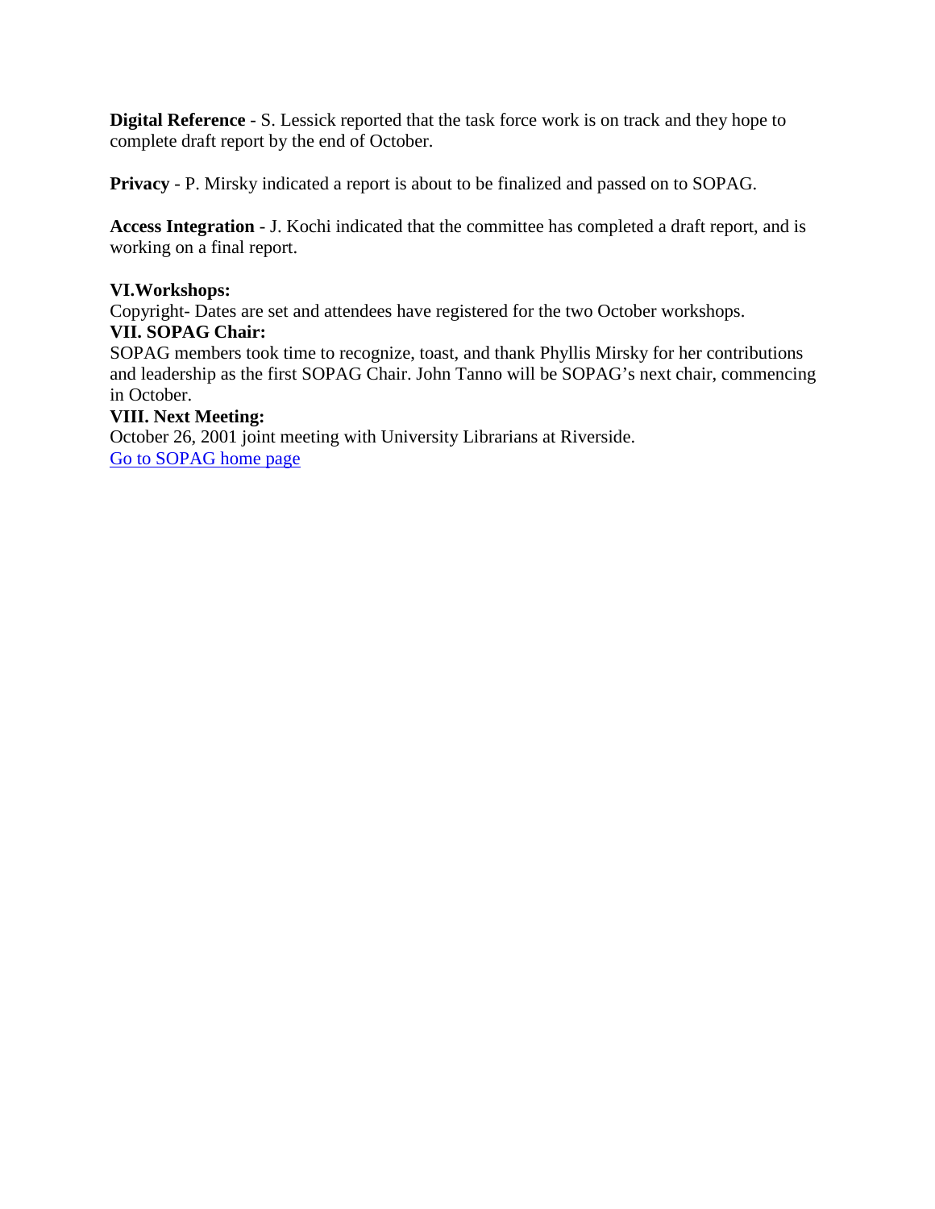**Digital Reference** - S. Lessick reported that the task force work is on track and they hope to complete draft report by the end of October.

**Privacy** - P. Mirsky indicated a report is about to be finalized and passed on to SOPAG.

**Access Integration** - J. Kochi indicated that the committee has completed a draft report, and is working on a final report.

**VI.Workshops:**

Copyright- Dates are set and attendees have registered for the two October workshops.

**VII. SOPAG Chair:**

SOPAG members took time to recognize, toast, and thank Phyllis Mirsky for her contributions and leadership as the first SOPAG Chair. John Tanno will be SOPAG's next chair, commencing in October.

**VIII. Next Meeting:**

October 26, 2001 joint meeting with University Librarians at Riverside.

Go to SOPAG home page